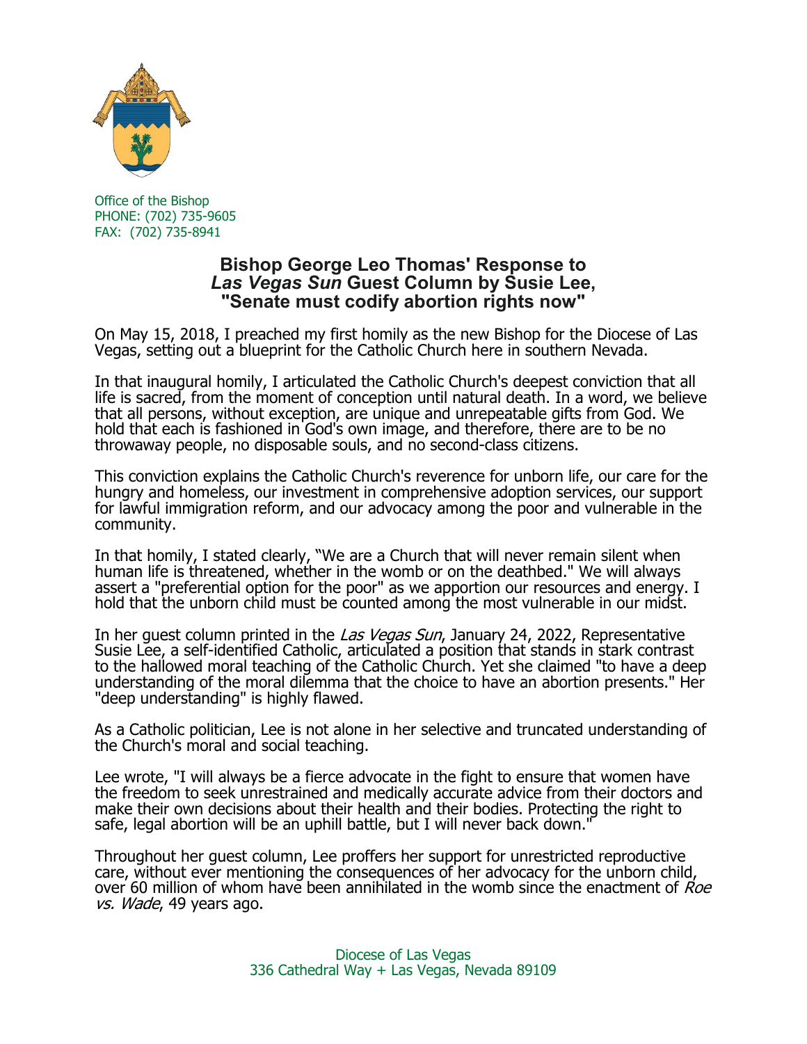Office of the Bishop
PHONE: (702) 735-9605
FAX: (702) 735-8941

## Bishop George Leo Thomas' Response to *Las Vegas Sun* Guest Column by Susie Lee, "Senate must codify abortion rights now"

On May 15, 2018, I preached my first homily as the new Bishop for the Diocese of Las Vegas, setting out a blueprint for the Catholic Church here in southern Nevada.

In that inaugural homily, I articulated the Catholic Church's deepest conviction that all life is sacred, from the moment of conception until natural death. In a word, we believe that all persons, without exception, are unique and unrepeatable gifts from God. We hold that each is fashioned in God's own image, and therefore, there are to be no throwaway people, no disposable souls, and no second-class citizens.

This conviction explains the Catholic Church's reverence for unborn life, our care for the hungry and homeless, our investment in comprehensive adoption services, our support for lawful immigration reform, and our advocacy among the poor and vulnerable in the community.

In that homily, I stated clearly, "We are a Church that will never remain silent when human life is threatened, whether in the womb or on the deathbed." We will always assert a "preferential option for the poor" as we apportion our resources and energy. I hold that the unborn child must be counted among the most vulnerable in our midst.

In her guest column printed in the *Las Vegas Sun*, January 24, 2022, Representative Susie Lee, a self-identified Catholic, articulated a position that stands in stark contrast to the hallowed moral teaching of the Catholic Church. Yet she claimed "to have a deep understanding of the moral dilemma that the choice to have an abortion presents." Her "deep understanding" is highly flawed.

As a Catholic politician, Lee is not alone in her selective and truncated understanding of the Church's moral and social teaching.

Lee wrote, "I will always be a fierce advocate in the fight to ensure that women have the freedom to seek unrestrained and medically accurate advice from their doctors and make their own decisions about their health and their bodies. Protecting the right to safe, legal abortion will be an uphill battle, but I will never back down."

Throughout her guest column, Lee proffers her support for unrestricted reproductive care, without ever mentioning the consequences of her advocacy for the unborn child, over 60 million of whom have been annihilated in the womb since the enactment of *Roe vs. Wade*, 49 years ago.

Diocese of Las Vegas
336 Cathedral Way + Las Vegas, Nevada 89109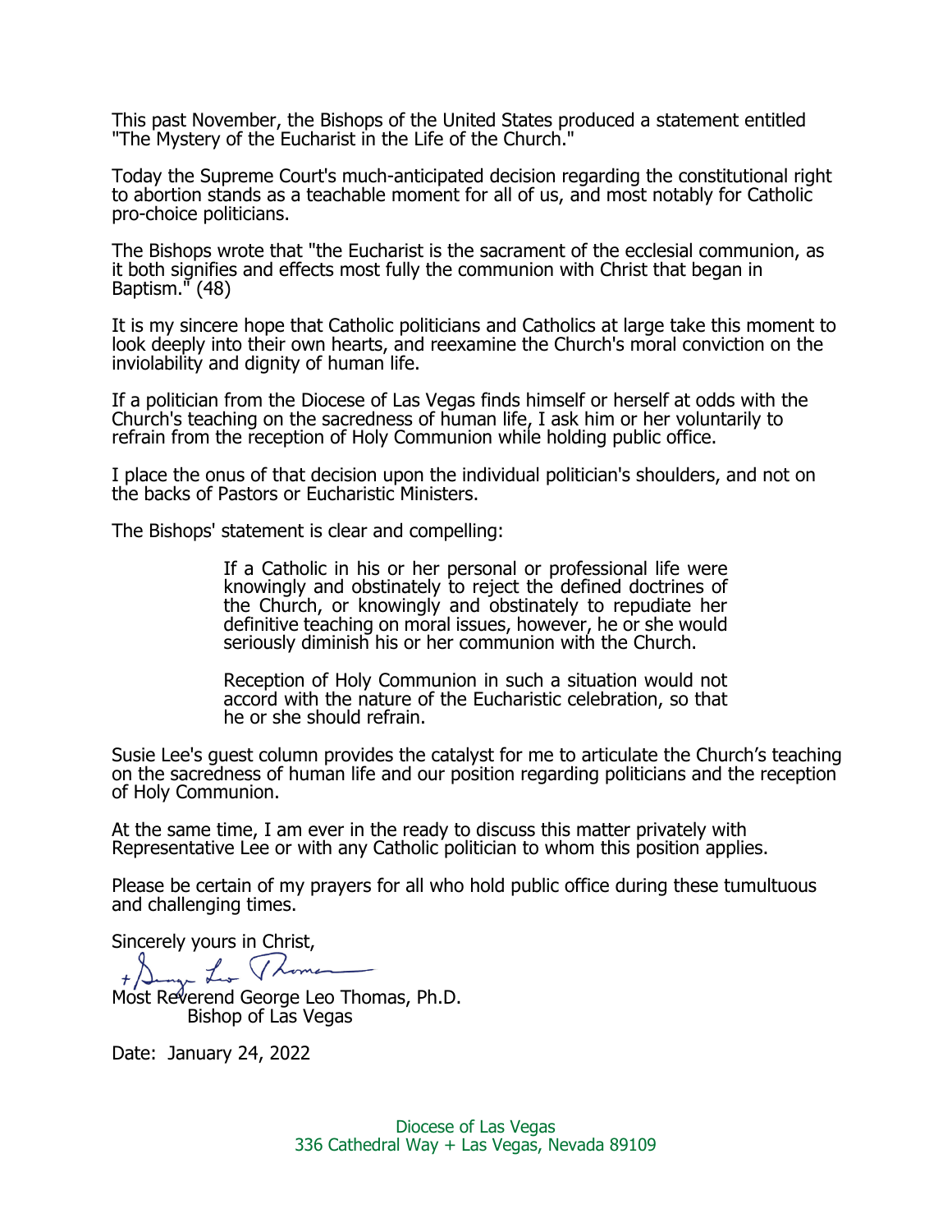This past November, the Bishops of the United States produced a statement entitled "The Mystery of the Eucharist in the Life of the Church."

Today the Supreme Court's much-anticipated decision regarding the constitutional right to abortion stands as a teachable moment for all of us, and most notably for Catholic pro-choice politicians.

The Bishops wrote that "the Eucharist is the sacrament of the ecclesial communion, as it both signifies and effects most fully the communion with Christ that began in Baptism." (48)

It is my sincere hope that Catholic politicians and Catholics at large take this moment to look deeply into their own hearts, and reexamine the Church's moral conviction on the inviolability and dignity of human life.

If a politician from the Diocese of Las Vegas finds himself or herself at odds with the Church's teaching on the sacredness of human life, I ask him or her voluntarily to refrain from the reception of Holy Communion while holding public office.

I place the onus of that decision upon the individual politician's shoulders, and not on the backs of Pastors or Eucharistic Ministers.

The Bishops' statement is clear and compelling:

> If a Catholic in his or her personal or professional life were knowingly and obstinately to reject the defined doctrines of the Church, or knowingly and obstinately to repudiate her definitive teaching on moral issues, however, he or she would seriously diminish his or her communion with the Church.
>
> Reception of Holy Communion in such a situation would not accord with the nature of the Eucharistic celebration, so that he or she should refrain.

Susie Lee's guest column provides the catalyst for me to articulate the Church's teaching on the sacredness of human life and our position regarding politicians and the reception of Holy Communion.

At the same time, I am ever in the ready to discuss this matter privately with Representative Lee or with any Catholic politician to whom this position applies.

Please be certain of my prayers for all who hold public office during these tumultuous and challenging times.

Sincerely yours in Christ,

+George Leo Thomas

Most Reverend George Leo Thomas, Ph.D.
Bishop of Las Vegas

Date: January 24, 2022

Diocese of Las Vegas
336 Cathedral Way + Las Vegas, Nevada 89109